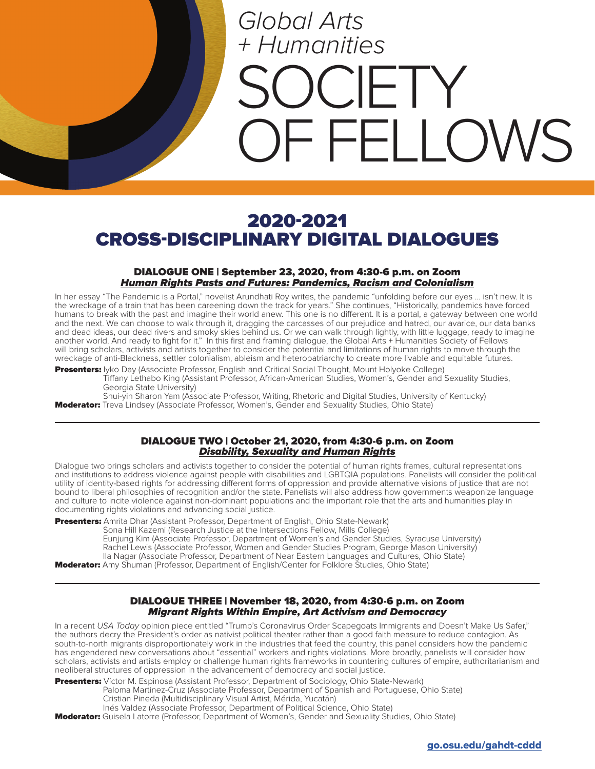*Global Arts + Humanities*

# SOCIETY OF FELLOWS

## 2020-2021 CROSS-DISCIPLINARY DIGITAL DIALOGUES

### DIALOGUE ONE | September 23, 2020, from 4:30-6 p.m. on Zoom
***Human Rights Pasts and Futures: Pandemics, Racism and Colonialism***

In her essay "The Pandemic is a Portal," novelist Arundhati Roy writes, the pandemic "unfolding before our eyes ... isn't new. It is the wreckage of a train that has been careening down the track for years." She continues, "Historically, pandemics have forced humans to break with the past and imagine their world anew. This one is no different. It is a portal, a gateway between one world and the next. We can choose to walk through it, dragging the carcasses of our prejudice and hatred, our avarice, our data banks and dead ideas, our dead rivers and smoky skies behind us. Or we can walk through lightly, with little luggage, ready to imagine another world. And ready to fight for it." In this first and framing dialogue, the Global Arts + Humanities Society of Fellows will bring scholars, activists and artists together to consider the potential and limitations of human rights to move through the wreckage of anti-Blackness, settler colonialism, ableism and heteropatriarchy to create more livable and equitable futures.

**Presenters:** Iyko Day (Associate Professor, English and Critical Social Thought, Mount Holyoke College)
Tiffany Lethabo King (Assistant Professor, African-American Studies, Women's, Gender and Sexuality Studies, Georgia State University)
Shui-yin Sharon Yam (Associate Professor, Writing, Rhetoric and Digital Studies, University of Kentucky)

**Moderator:** Treva Lindsey (Associate Professor, Women's, Gender and Sexuality Studies, Ohio State)

---

### DIALOGUE TWO | October 21, 2020, from 4:30-6 p.m. on Zoom
***Disability, Sexuality and Human Rights***

Dialogue two brings scholars and activists together to consider the potential of human rights frames, cultural representations and institutions to address violence against people with disabilities and LGBTQIA populations. Panelists will consider the political utility of identity-based rights for addressing different forms of oppression and provide alternative visions of justice that are not bound to liberal philosophies of recognition and/or the state. Panelists will also address how governments weaponize language and culture to incite violence against non-dominant populations and the important role that the arts and humanities play in documenting rights violations and advancing social justice.

**Presenters:** Amrita Dhar (Assistant Professor, Department of English, Ohio State-Newark)
Sona Hill Kazemi (Research Justice at the Intersections Fellow, Mills College)
Eunjung Kim (Associate Professor, Department of Women's and Gender Studies, Syracuse University)
Rachel Lewis (Associate Professor, Women and Gender Studies Program, George Mason University)
Ila Nagar (Associate Professor, Department of Near Eastern Languages and Cultures, Ohio State)

**Moderator:** Amy Shuman (Professor, Department of English/Center for Folklore Studies, Ohio State)

---

### DIALOGUE THREE | November 18, 2020, from 4:30-6 p.m. on Zoom
***Migrant Rights Within Empire, Art Activism and Democracy***

In a recent *USA Today* opinion piece entitled "Trump's Coronavirus Order Scapegoats Immigrants and Doesn't Make Us Safer," the authors decry the President's order as nativist political theater rather than a good faith measure to reduce contagion. As south-to-north migrants disproportionately work in the industries that feed the country, this panel considers how the pandemic has engendered new conversations about "essential" workers and rights violations. More broadly, panelists will consider how scholars, activists and artists employ or challenge human rights frameworks in countering cultures of empire, authoritarianism and neoliberal structures of oppression in the advancement of democracy and social justice.

**Presenters:** Víctor M. Espinosa (Assistant Professor, Department of Sociology, Ohio State-Newark)
Paloma Martinez-Cruz (Associate Professor, Department of Spanish and Portuguese, Ohio State)
Cristian Pineda (Multidisciplinary Visual Artist, Mérida, Yucatán)
Inés Valdez (Associate Professor, Department of Political Science, Ohio State)

**Moderator:** Guisela Latorre (Professor, Department of Women's, Gender and Sexuality Studies, Ohio State)

**go.osu.edu/gahdt-cddd**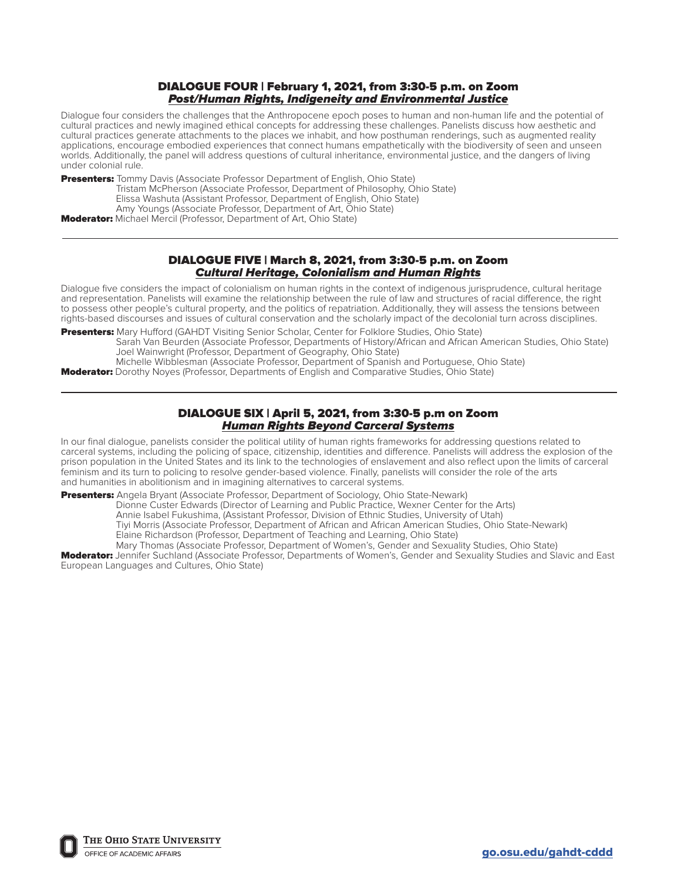## DIALOGUE FOUR | February 1, 2021, from 3:30-5 p.m. on Zoom
### *Post/Human Rights, Indigeneity and Environmental Justice*

Dialogue four considers the challenges that the Anthropocene epoch poses to human and non-human life and the potential of cultural practices and newly imagined ethical concepts for addressing these challenges. Panelists discuss how aesthetic and cultural practices generate attachments to the places we inhabit, and how posthuman renderings, such as augmented reality applications, encourage embodied experiences that connect humans empathetically with the biodiversity of seen and unseen worlds. Additionally, the panel will address questions of cultural inheritance, environmental justice, and the dangers of living under colonial rule.

**Presenters:** Tommy Davis (Associate Professor Department of English, Ohio State)
Tristam McPherson (Associate Professor, Department of Philosophy, Ohio State)
Elissa Washuta (Assistant Professor, Department of English, Ohio State)
Amy Youngs (Associate Professor, Department of Art, Ohio State)

**Moderator:** Michael Mercil (Professor, Department of Art, Ohio State)

---

## DIALOGUE FIVE | March 8, 2021, from 3:30-5 p.m. on Zoom
### *Cultural Heritage, Colonialism and Human Rights*

Dialogue five considers the impact of colonialism on human rights in the context of indigenous jurisprudence, cultural heritage and representation. Panelists will examine the relationship between the rule of law and structures of racial difference, the right to possess other people's cultural property, and the politics of repatriation. Additionally, they will assess the tensions between rights-based discourses and issues of cultural conservation and the scholarly impact of the decolonial turn across disciplines.

**Presenters:** Mary Hufford (GAHDT Visiting Senior Scholar, Center for Folklore Studies, Ohio State)
Sarah Van Beurden (Associate Professor, Departments of History/African and African American Studies, Ohio State)
Joel Wainwright (Professor, Department of Geography, Ohio State)
Michelle Wibblesman (Associate Professor, Department of Spanish and Portuguese, Ohio State)

**Moderator:** Dorothy Noyes (Professor, Departments of English and Comparative Studies, Ohio State)

---

## DIALOGUE SIX | April 5, 2021, from 3:30-5 p.m on Zoom
### *Human Rights Beyond Carceral Systems*

In our final dialogue, panelists consider the political utility of human rights frameworks for addressing questions related to carceral systems, including the policing of space, citizenship, identities and difference. Panelists will address the explosion of the prison population in the United States and its link to the technologies of enslavement and also reflect upon the limits of carceral feminism and its turn to policing to resolve gender-based violence. Finally, panelists will consider the role of the arts and humanities in abolitionism and in imagining alternatives to carceral systems.

**Presenters:** Angela Bryant (Associate Professor, Department of Sociology, Ohio State-Newark)
Dionne Custer Edwards (Director of Learning and Public Practice, Wexner Center for the Arts)
Annie Isabel Fukushima, (Assistant Professor, Division of Ethnic Studies, University of Utah)
Tiyi Morris (Associate Professor, Department of African and African American Studies, Ohio State-Newark)
Elaine Richardson (Professor, Department of Teaching and Learning, Ohio State)
Mary Thomas (Associate Professor, Department of Women's, Gender and Sexuality Studies, Ohio State)

**Moderator:** Jennifer Suchland (Associate Professor, Departments of Women's, Gender and Sexuality Studies and Slavic and East European Languages and Cultures, Ohio State)

The Ohio State University
OFFICE OF ACADEMIC AFFAIRS

go.osu.edu/gahdt-cddd